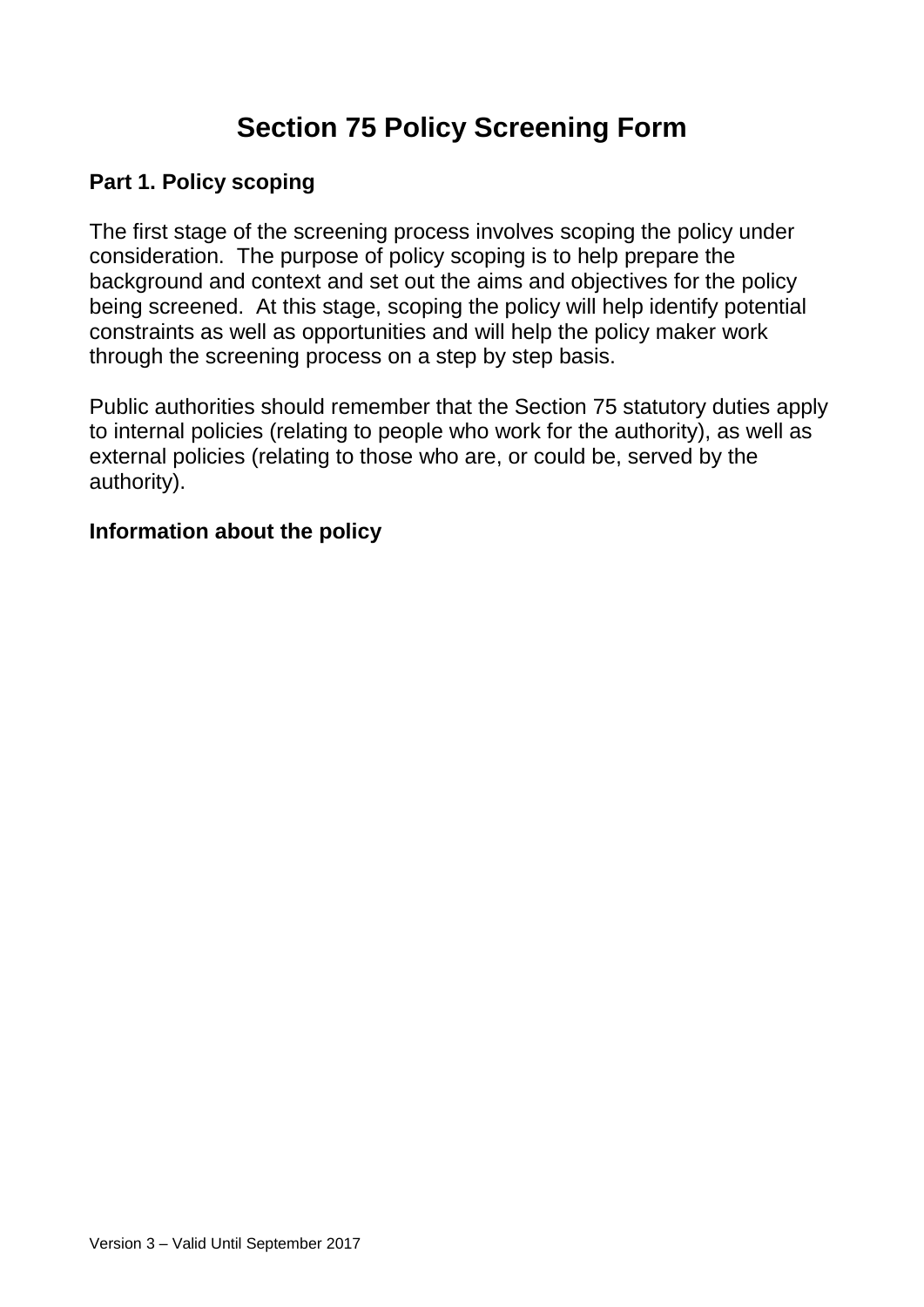# Section 75 Policy Screening Form

## Part 1. Policy scoping

The first stage of the screening process involves scoping the policy under consideration. The purpose of policy scoping is to help prepare the background and context and set out the aims and objectives for the policy being screened. At this stage, scoping the policy will help identify potential constraints as well as opportunities and will help the policy maker work through the screening process on a step by step basis.

Public authorities should remember that the Section 75 statutory duties apply to internal policies (relating to people who work for the authority), as well as external policies (relating to those who are, or could be, served by the authority).

### Information about the policy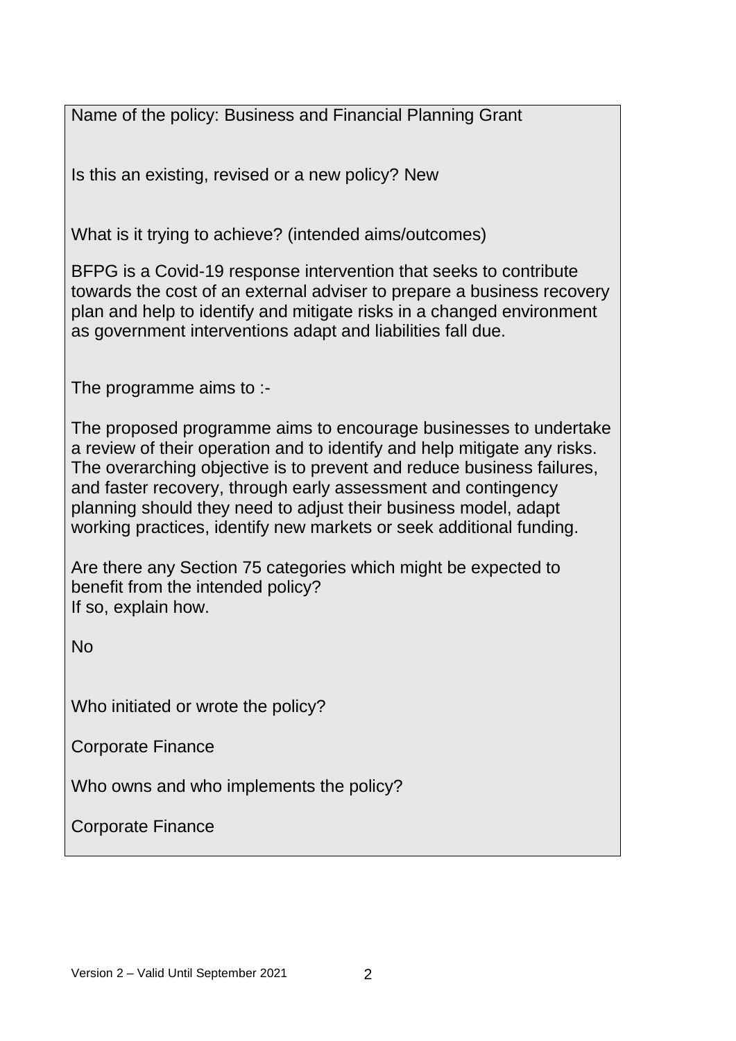Name of the policy: Business and Financial Planning Grant

Is this an existing, revised or a new policy? New

What is it trying to achieve? (intended aims/outcomes)

BFPG is a Covid-19 response intervention that seeks to contribute towards the cost of an external adviser to prepare a business recovery plan and help to identify and mitigate risks in a changed environment as government interventions adapt and liabilities fall due.

The programme aims to :-

The proposed programme aims to encourage businesses to undertake a review of their operation and to identify and help mitigate any risks. The overarching objective is to prevent and reduce business failures, and faster recovery, through early assessment and contingency planning should they need to adjust their business model, adapt working practices, identify new markets or seek additional funding.

Are there any Section 75 categories which might be expected to benefit from the intended policy?
If so, explain how.

No

Who initiated or wrote the policy?

Corporate Finance

Who owns and who implements the policy?

Corporate Finance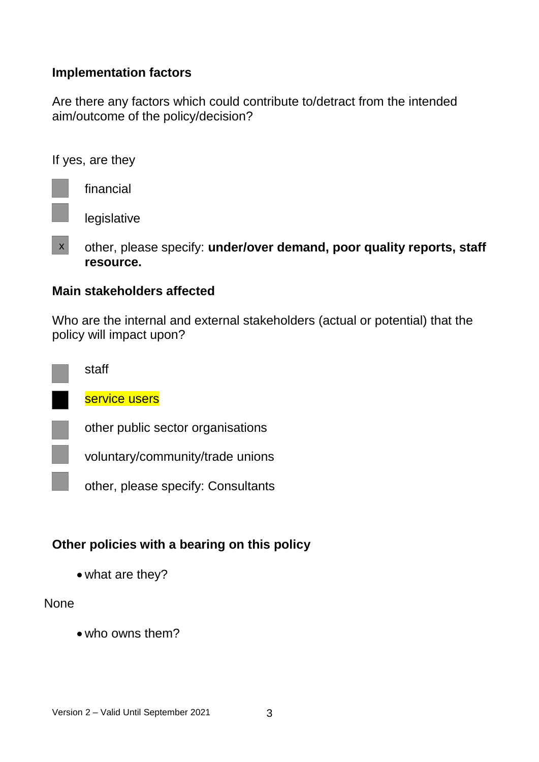**Implementation factors**

Are there any factors which could contribute to/detract from the intended aim/outcome of the policy/decision?

If yes, are they

- [ ] financial
- [ ] legislative
- [x] other, please specify: **under/over demand, poor quality reports, staff resource.**

**Main stakeholders affected**

Who are the internal and external stakeholders (actual or potential) that the policy will impact upon?

- [ ] staff
- [x] service users
- [ ] other public sector organisations
- [ ] voluntary/community/trade unions
- [ ] other, please specify: Consultants

**Other policies with a bearing on this policy**

- what are they?

None

- who owns them?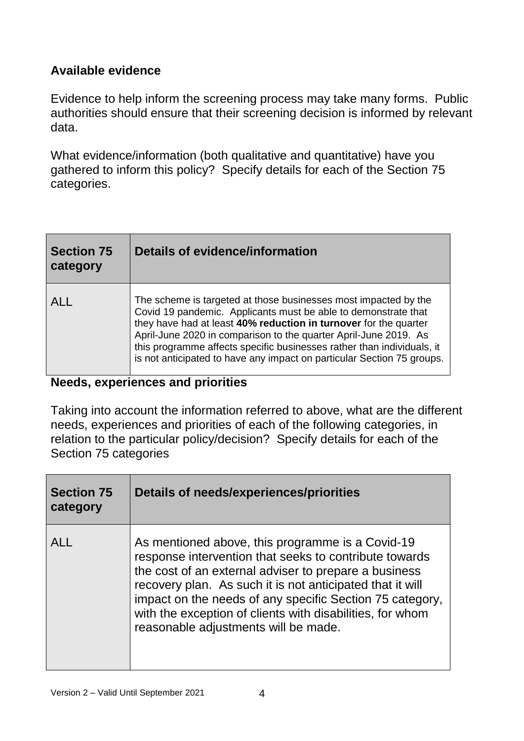## Available evidence

Evidence to help inform the screening process may take many forms. Public authorities should ensure that their screening decision is informed by relevant data.

What evidence/information (both qualitative and quantitative) have you gathered to inform this policy? Specify details for each of the Section 75 categories.

| Section 75 category | Details of evidence/information |
|---|---|
| ALL | The scheme is targeted at those businesses most impacted by the Covid 19 pandemic. Applicants must be able to demonstrate that they have had at least **40% reduction in turnover** for the quarter April-June 2020 in comparison to the quarter April-June 2019. As this programme affects specific businesses rather than individuals, it is not anticipated to have any impact on particular Section 75 groups. |

## Needs, experiences and priorities

Taking into account the information referred to above, what are the different needs, experiences and priorities of each of the following categories, in relation to the particular policy/decision? Specify details for each of the Section 75 categories

| Section 75 category | Details of needs/experiences/priorities |
|---|---|
| ALL | As mentioned above, this programme is a Covid-19 response intervention that seeks to contribute towards the cost of an external adviser to prepare a business recovery plan. As such it is not anticipated that it will impact on the needs of any specific Section 75 category, with the exception of clients with disabilities, for whom reasonable adjustments will be made. |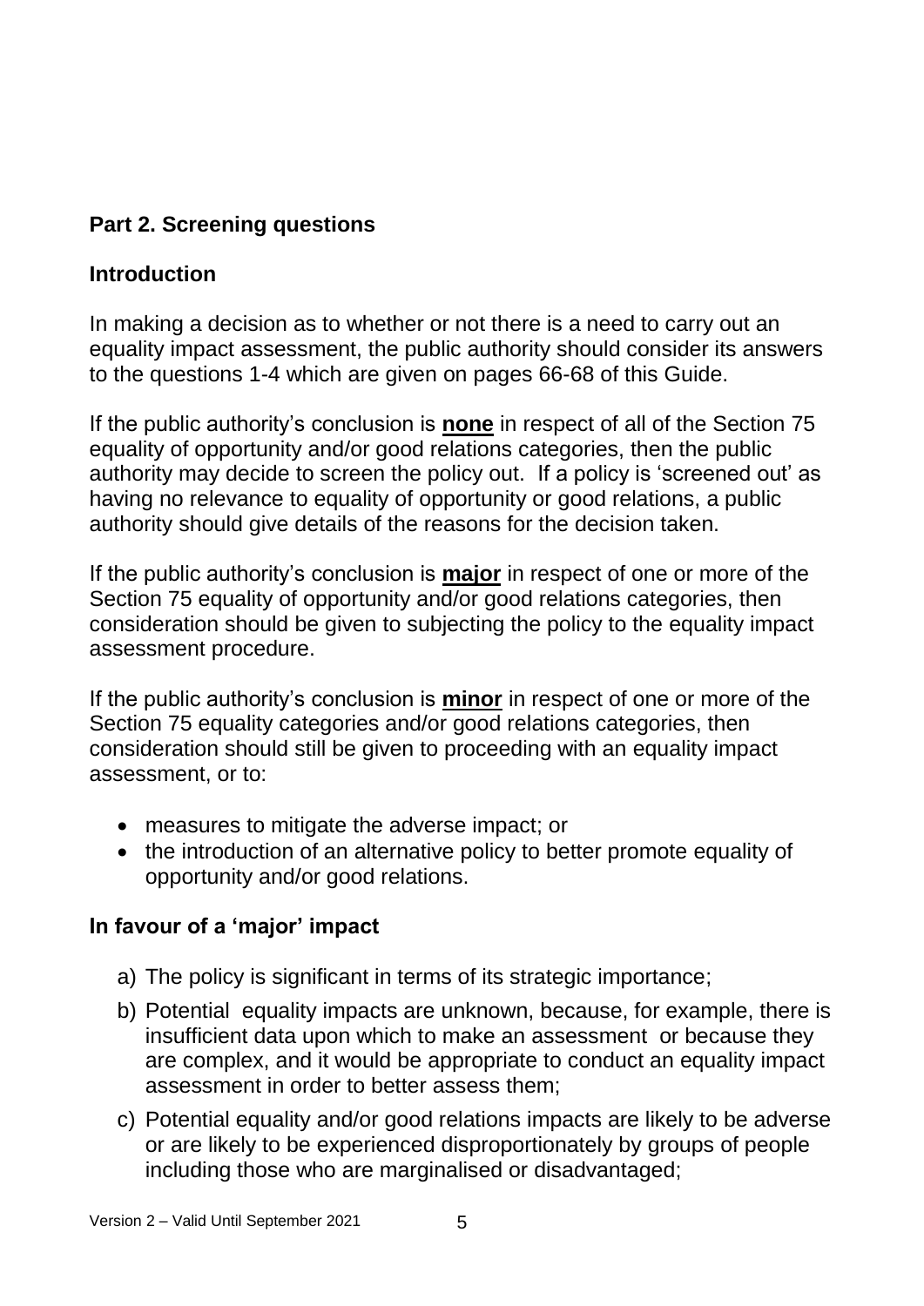## Part 2. Screening questions

### Introduction

In making a decision as to whether or not there is a need to carry out an equality impact assessment, the public authority should consider its answers to the questions 1-4 which are given on pages 66-68 of this Guide.

If the public authority's conclusion is **none** in respect of all of the Section 75 equality of opportunity and/or good relations categories, then the public authority may decide to screen the policy out. If a policy is 'screened out' as having no relevance to equality of opportunity or good relations, a public authority should give details of the reasons for the decision taken.

If the public authority's conclusion is **major** in respect of one or more of the Section 75 equality of opportunity and/or good relations categories, then consideration should be given to subjecting the policy to the equality impact assessment procedure.

If the public authority's conclusion is **minor** in respect of one or more of the Section 75 equality categories and/or good relations categories, then consideration should still be given to proceeding with an equality impact assessment, or to:

- measures to mitigate the adverse impact; or
- the introduction of an alternative policy to better promote equality of opportunity and/or good relations.

### In favour of a 'major' impact

a) The policy is significant in terms of its strategic importance;

b) Potential equality impacts are unknown, because, for example, there is insufficient data upon which to make an assessment or because they are complex, and it would be appropriate to conduct an equality impact assessment in order to better assess them;

c) Potential equality and/or good relations impacts are likely to be adverse or are likely to be experienced disproportionately by groups of people including those who are marginalised or disadvantaged;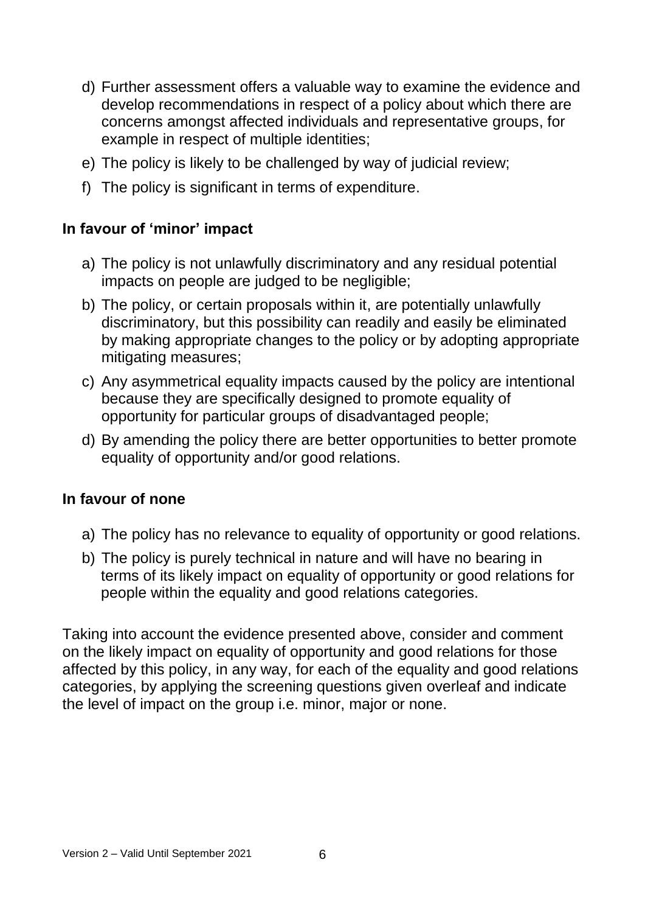d) Further assessment offers a valuable way to examine the evidence and develop recommendations in respect of a policy about which there are concerns amongst affected individuals and representative groups, for example in respect of multiple identities;

e) The policy is likely to be challenged by way of judicial review;

f) The policy is significant in terms of expenditure.

### In favour of 'minor' impact

a) The policy is not unlawfully discriminatory and any residual potential impacts on people are judged to be negligible;

b) The policy, or certain proposals within it, are potentially unlawfully discriminatory, but this possibility can readily and easily be eliminated by making appropriate changes to the policy or by adopting appropriate mitigating measures;

c) Any asymmetrical equality impacts caused by the policy are intentional because they are specifically designed to promote equality of opportunity for particular groups of disadvantaged people;

d) By amending the policy there are better opportunities to better promote equality of opportunity and/or good relations.

### In favour of none

a) The policy has no relevance to equality of opportunity or good relations.

b) The policy is purely technical in nature and will have no bearing in terms of its likely impact on equality of opportunity or good relations for people within the equality and good relations categories.

Taking into account the evidence presented above, consider and comment on the likely impact on equality of opportunity and good relations for those affected by this policy, in any way, for each of the equality and good relations categories, by applying the screening questions given overleaf and indicate the level of impact on the group i.e. minor, major or none.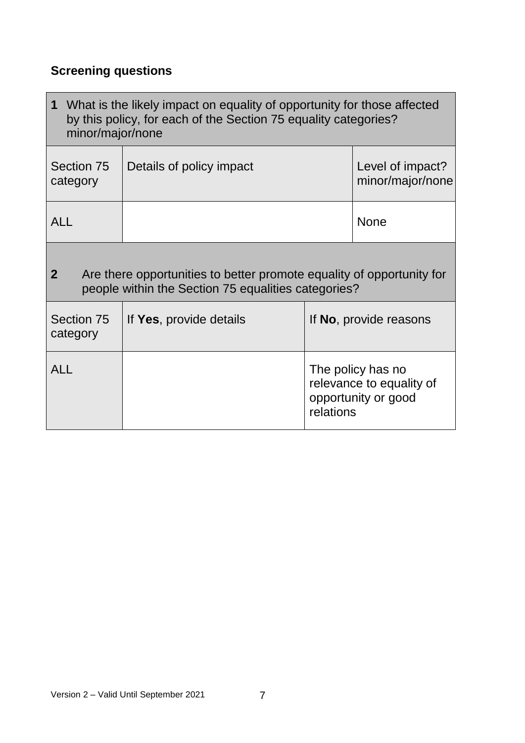### Screening questions

| 1 What is the likely impact on equality of opportunity for those affected by this policy, for each of the Section 75 equality categories? minor/major/none | | |
|---|---|---|
| Section 75 category | Details of policy impact | Level of impact? minor/major/none |
| ALL | | None |

| 2 Are there opportunities to better promote equality of opportunity for people within the Section 75 equalities categories? | | |
|---|---|---|
| Section 75 category | If **Yes**, provide details | If **No**, provide reasons |
| ALL | | The policy has no relevance to equality of opportunity or good relations |

Version 2 – Valid Until September 2021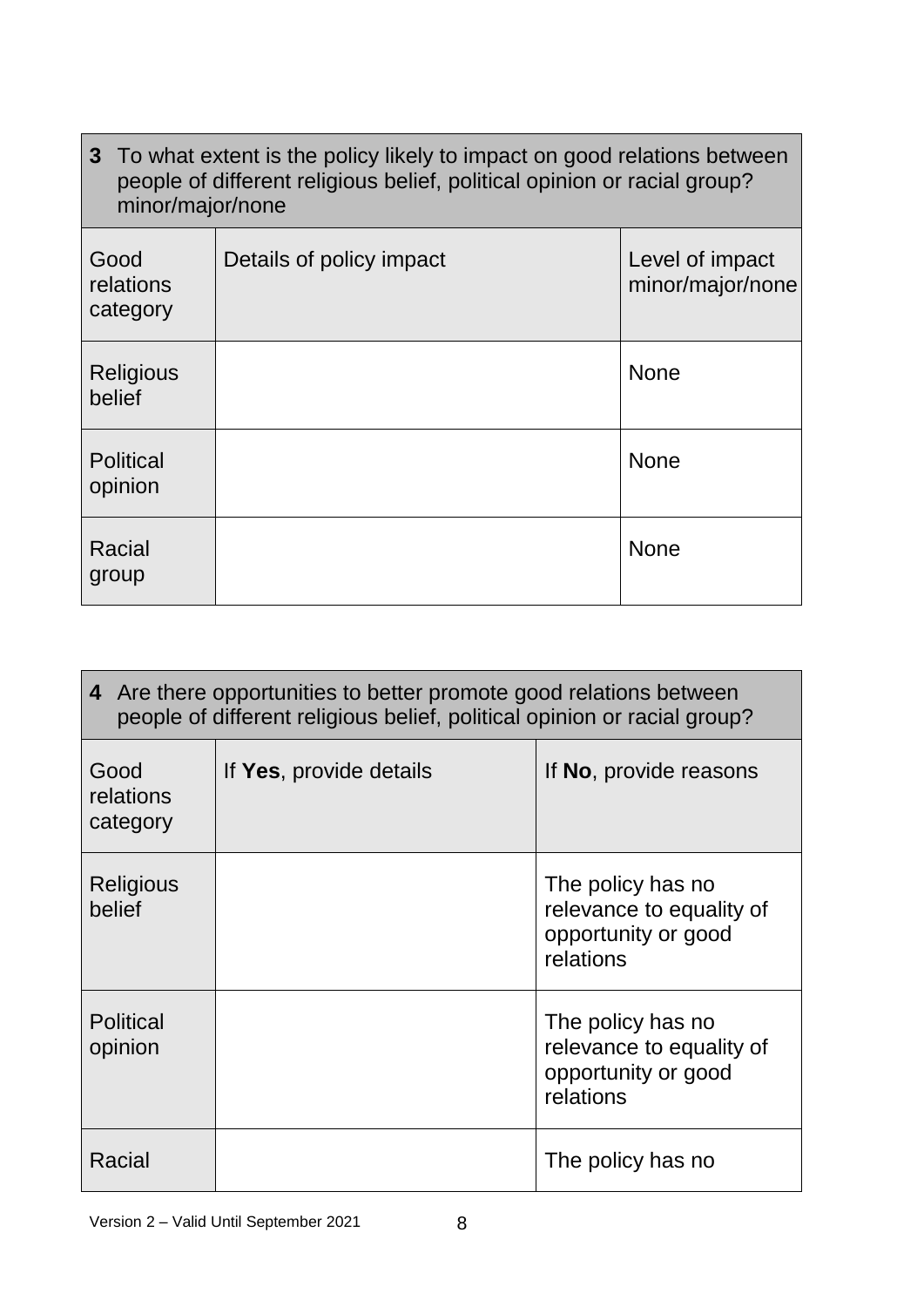| **3** To what extent is the policy likely to impact on good relations between people of different religious belief, political opinion or racial group? minor/major/none | | |
|---|---|---|
| Good relations category | Details of policy impact | Level of impact minor/major/none |
| Religious belief | | None |
| Political opinion | | None |
| Racial group | | None |

| **4** Are there opportunities to better promote good relations between people of different religious belief, political opinion or racial group? | | |
|---|---|---|
| Good relations category | If **Yes**, provide details | If **No**, provide reasons |
| Religious belief | | The policy has no relevance to equality of opportunity or good relations |
| Political opinion | | The policy has no relevance to equality of opportunity or good relations |
| Racial | | The policy has no |

Version 2 – Valid Until September 2021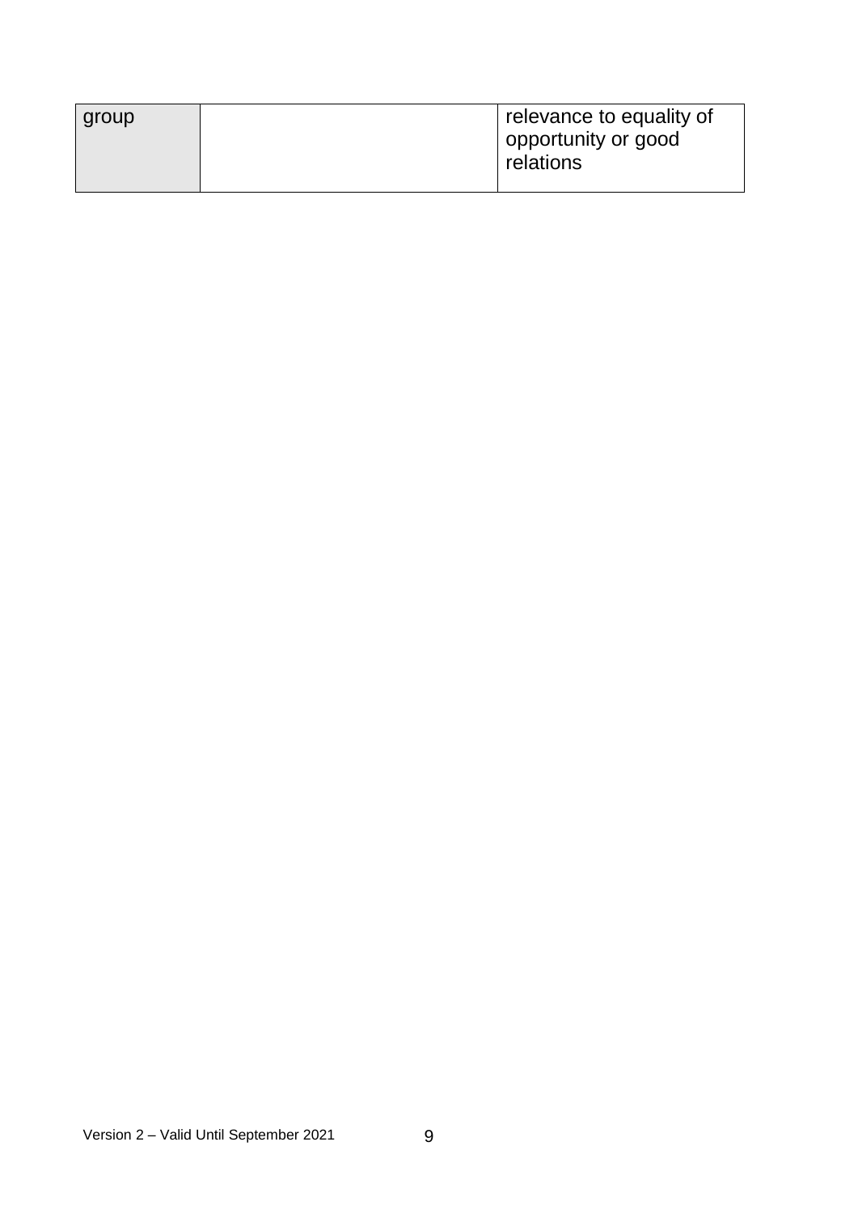| group | | relevance to equality of opportunity or good relations |
|---|---|---|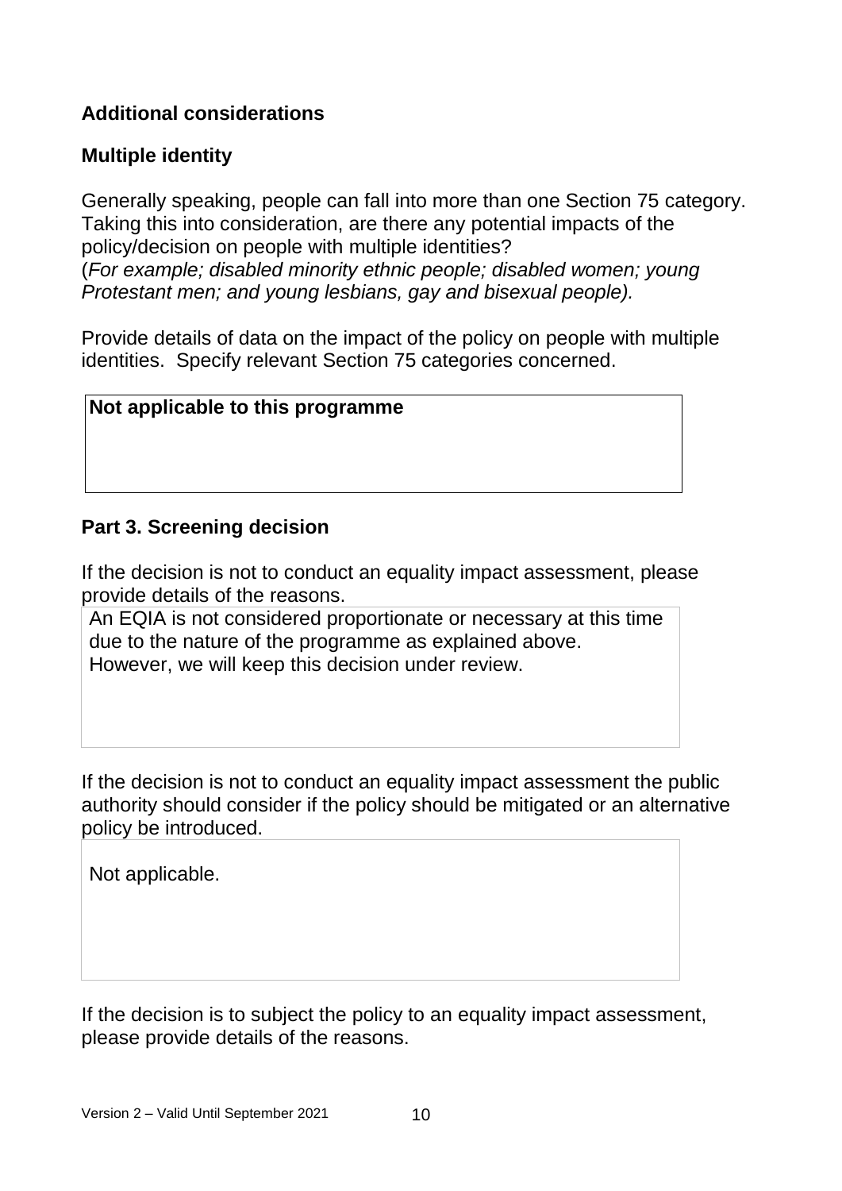**Additional considerations**

**Multiple identity**

Generally speaking, people can fall into more than one Section 75 category. Taking this into consideration, are there any potential impacts of the policy/decision on people with multiple identities?
(*For example; disabled minority ethnic people; disabled women; young Protestant men; and young lesbians, gay and bisexual people).*

Provide details of data on the impact of the policy on people with multiple identities. Specify relevant Section 75 categories concerned.

| **Not applicable to this programme** |
|---|

**Part 3. Screening decision**

If the decision is not to conduct an equality impact assessment, please provide details of the reasons.

| An EQIA is not considered proportionate or necessary at this time due to the nature of the programme as explained above. However, we will keep this decision under review. |
|---|

If the decision is not to conduct an equality impact assessment the public authority should consider if the policy should be mitigated or an alternative policy be introduced.

| Not applicable. |
|---|

If the decision is to subject the policy to an equality impact assessment, please provide details of the reasons.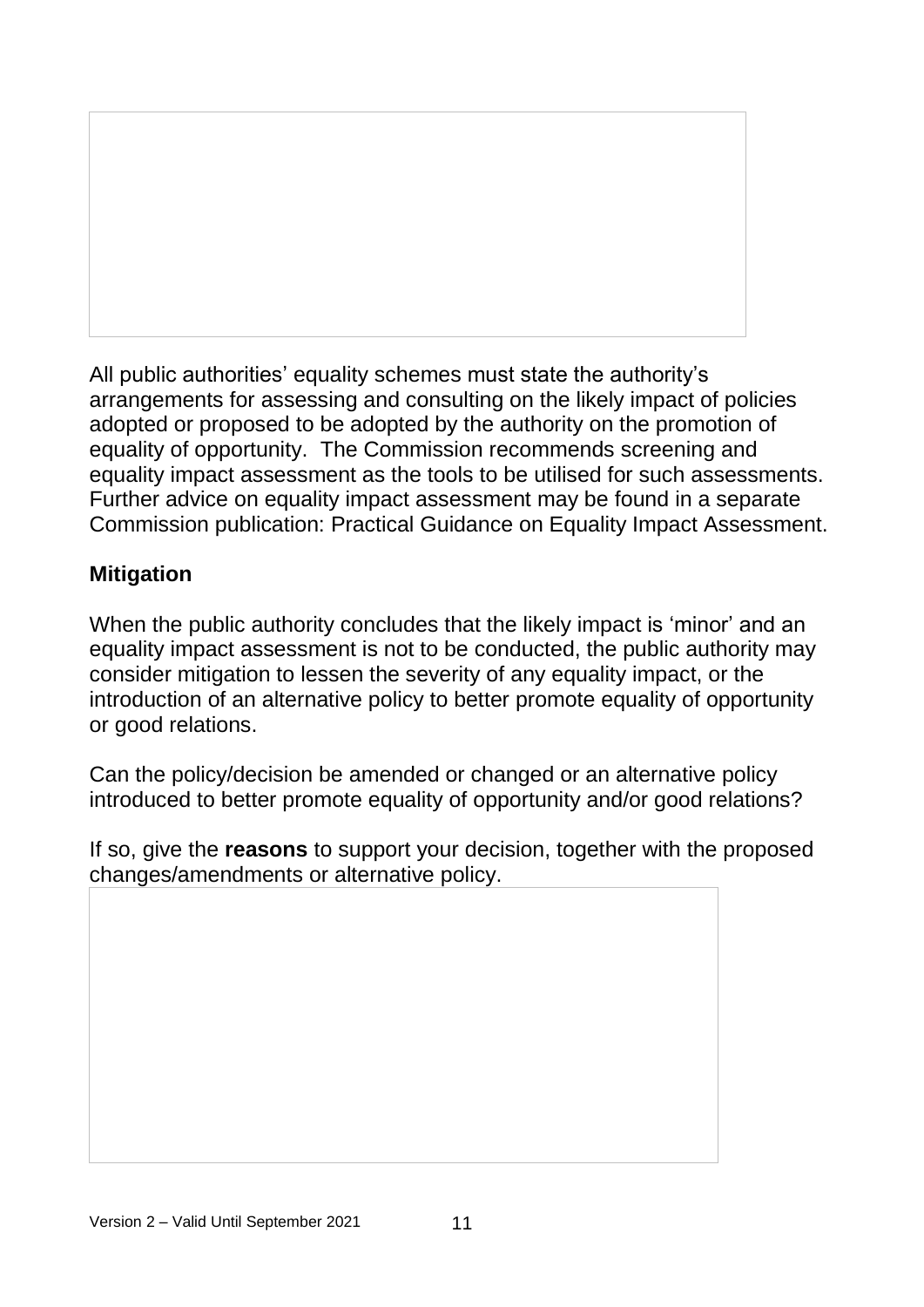All public authorities' equality schemes must state the authority's arrangements for assessing and consulting on the likely impact of policies adopted or proposed to be adopted by the authority on the promotion of equality of opportunity. The Commission recommends screening and equality impact assessment as the tools to be utilised for such assessments. Further advice on equality impact assessment may be found in a separate Commission publication: Practical Guidance on Equality Impact Assessment.

## Mitigation

When the public authority concludes that the likely impact is 'minor' and an equality impact assessment is not to be conducted, the public authority may consider mitigation to lessen the severity of any equality impact, or the introduction of an alternative policy to better promote equality of opportunity or good relations.

Can the policy/decision be amended or changed or an alternative policy introduced to better promote equality of opportunity and/or good relations?

If so, give the **reasons** to support your decision, together with the proposed changes/amendments or alternative policy.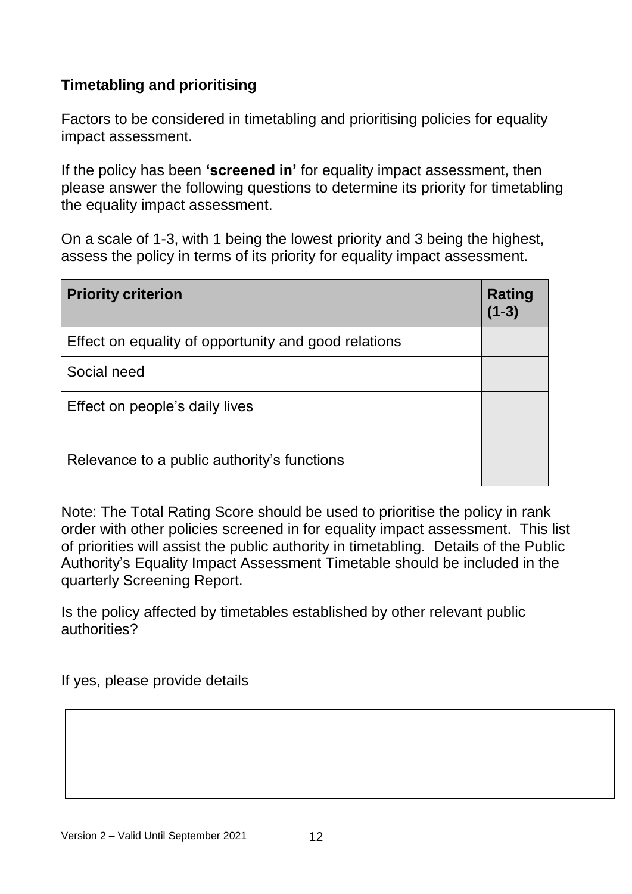**Timetabling and prioritising**

Factors to be considered in timetabling and prioritising policies for equality impact assessment.

If the policy has been **'screened in'** for equality impact assessment, then please answer the following questions to determine its priority for timetabling the equality impact assessment.

On a scale of 1-3, with 1 being the lowest priority and 3 being the highest, assess the policy in terms of its priority for equality impact assessment.

| Priority criterion | Rating (1-3) |
|---|---|
| Effect on equality of opportunity and good relations | |
| Social need | |
| Effect on people's daily lives | |
| Relevance to a public authority's functions | |

Note: The Total Rating Score should be used to prioritise the policy in rank order with other policies screened in for equality impact assessment. This list of priorities will assist the public authority in timetabling. Details of the Public Authority's Equality Impact Assessment Timetable should be included in the quarterly Screening Report.

Is the policy affected by timetables established by other relevant public authorities?

If yes, please provide details

| |
|---|
| |

Version 2 – Valid Until September 2021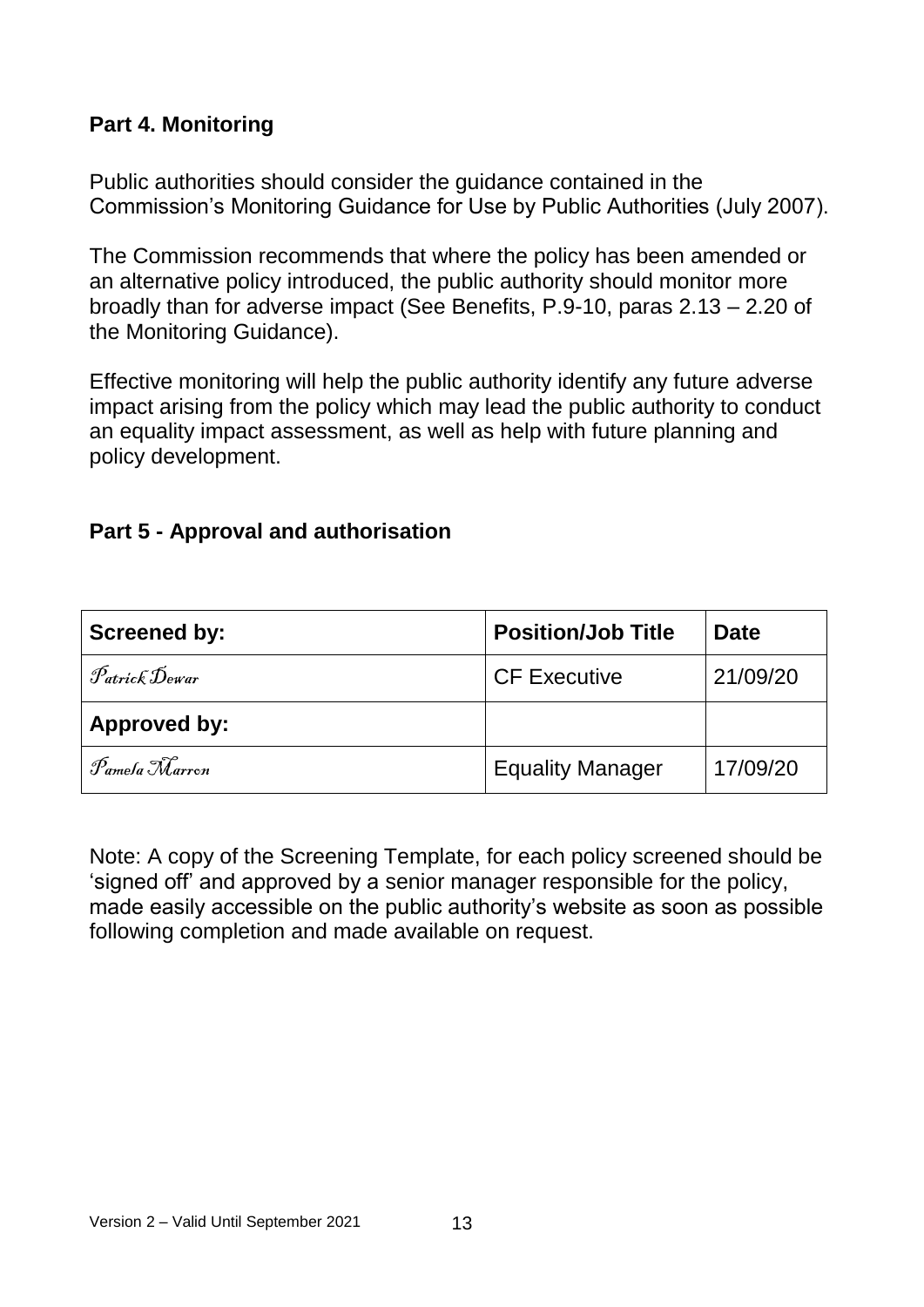## Part 4. Monitoring

Public authorities should consider the guidance contained in the Commission's Monitoring Guidance for Use by Public Authorities (July 2007).

The Commission recommends that where the policy has been amended or an alternative policy introduced, the public authority should monitor more broadly than for adverse impact (See Benefits, P.9-10, paras 2.13 – 2.20 of the Monitoring Guidance).

Effective monitoring will help the public authority identify any future adverse impact arising from the policy which may lead the public authority to conduct an equality impact assessment, as well as help with future planning and policy development.

## Part 5 - Approval and authorisation

| Screened by: | Position/Job Title | Date |
|---|---|---|
| Patrick Dewar | CF Executive | 21/09/20 |
| **Approved by:** | | |
| Pamela Marron | Equality Manager | 17/09/20 |

Note: A copy of the Screening Template, for each policy screened should be 'signed off' and approved by a senior manager responsible for the policy, made easily accessible on the public authority's website as soon as possible following completion and made available on request.

Version 2 – Valid Until September 2021